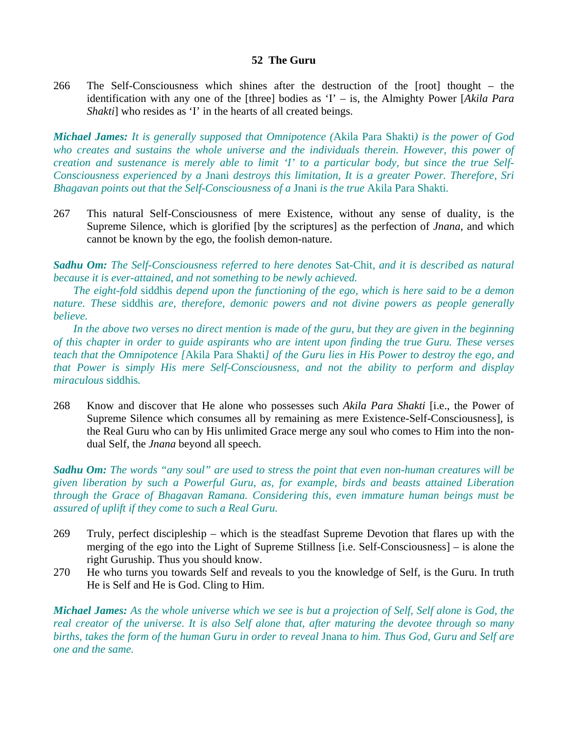## 52 The Guru

266 The Self-Consciousness which shines after the destruction of the [root] thought – the identification with any one of the [three] bodies as 'I' – is, the Almighty Power [*Akila Para Shakti*] who resides as 'I' in the hearts of all created beings.

***Michael James:*** *It is generally supposed that Omnipotence (*Akila Para Shakti*) is the power of God who creates and sustains the whole universe and the individuals therein. However, this power of creation and sustenance is merely able to limit 'I' to a particular body, but since the true Self-Consciousness experienced by a* Jnani *destroys this limitation, It is a greater Power. Therefore, Sri Bhagavan points out that the Self-Consciousness of a* Jnani *is the true* Akila Para Shakti*.*

267 This natural Self-Consciousness of mere Existence, without any sense of duality, is the Supreme Silence, which is glorified [by the scriptures] as the perfection of *Jnana*, and which cannot be known by the ego, the foolish demon-nature.

***Sadhu Om:*** *The Self-Consciousness referred to here denotes* Sat-Chit*, and it is described as natural because it is ever-attained, and not something to be newly achieved.*

*The eight-fold* siddhis *depend upon the functioning of the ego, which is here said to be a demon nature. These* siddhis *are, therefore, demonic powers and not divine powers as people generally believe.*

*In the above two verses no direct mention is made of the guru, but they are given in the beginning of this chapter in order to guide aspirants who are intent upon finding the true Guru. These verses teach that the Omnipotence [*Akila Para Shakti*] of the Guru lies in His Power to destroy the ego, and that Power is simply His mere Self-Consciousness, and not the ability to perform and display miraculous* siddhis*.*

268 Know and discover that He alone who possesses such *Akila Para Shakti* [i.e., the Power of Supreme Silence which consumes all by remaining as mere Existence-Self-Consciousness], is the Real Guru who can by His unlimited Grace merge any soul who comes to Him into the non-dual Self, the *Jnana* beyond all speech.

***Sadhu Om:*** *The words "any soul" are used to stress the point that even non-human creatures will be given liberation by such a Powerful Guru, as, for example, birds and beasts attained Liberation through the Grace of Bhagavan Ramana. Considering this, even immature human beings must be assured of uplift if they come to such a Real Guru.*

269 Truly, perfect discipleship – which is the steadfast Supreme Devotion that flares up with the merging of the ego into the Light of Supreme Stillness [i.e. Self-Consciousness] – is alone the right Guruship. Thus you should know.

270 He who turns you towards Self and reveals to you the knowledge of Self, is the Guru. In truth He is Self and He is God. Cling to Him.

***Michael James:*** *As the whole universe which we see is but a projection of Self, Self alone is God, the real creator of the universe. It is also Self alone that, after maturing the devotee through so many births, takes the form of the human* Guru *in order to reveal* Jnana *to him. Thus God, Guru and Self are one and the same.*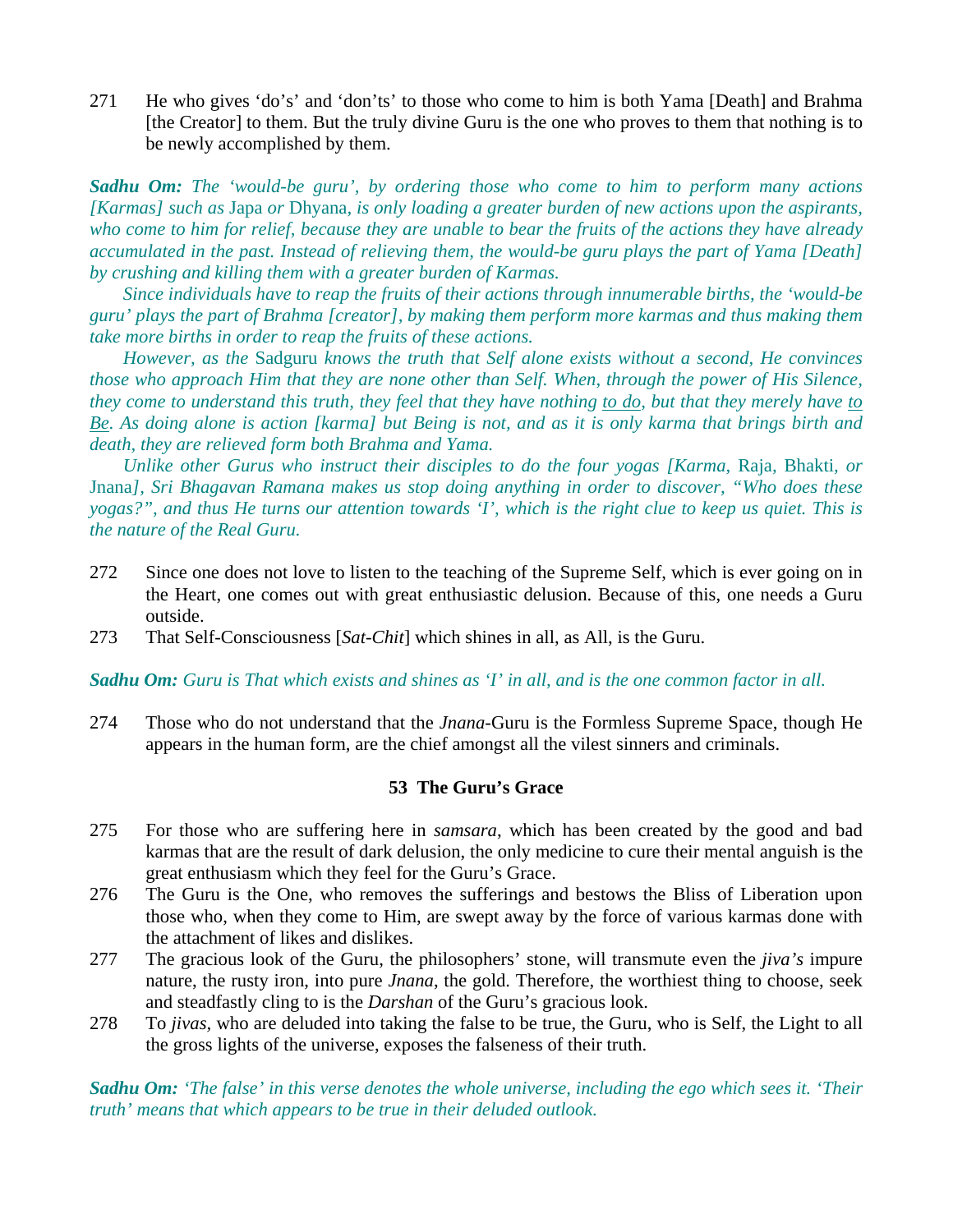271 He who gives 'do's' and 'don'ts' to those who come to him is both Yama [Death] and Brahma [the Creator] to them. But the truly divine Guru is the one who proves to them that nothing is to be newly accomplished by them.

***Sadhu Om:*** *The 'would-be guru', by ordering those who come to him to perform many actions [Karmas] such as* Japa *or* Dhyana*, is only loading a greater burden of new actions upon the aspirants, who come to him for relief, because they are unable to bear the fruits of the actions they have already accumulated in the past. Instead of relieving them, the would-be guru plays the part of Yama [Death] by crushing and killing them with a greater burden of Karmas.*

*Since individuals have to reap the fruits of their actions through innumerable births, the 'would-be guru' plays the part of Brahma [creator], by making them perform more karmas and thus making them take more births in order to reap the fruits of these actions.*

*However, as the* Sadguru *knows the truth that Self alone exists without a second, He convinces those who approach Him that they are none other than Self. When, through the power of His Silence, they come to understand this truth, they feel that they have nothing <u>to do</u>, but that they merely have <u>to Be</u>. As doing alone is action [karma] but Being is not, and as it is only karma that brings birth and death, they are relieved form both Brahma and Yama.*

*Unlike other Gurus who instruct their disciples to do the four yogas [Karma,* Raja*,* Bhakti*, or* Jnana*], Sri Bhagavan Ramana makes us stop doing anything in order to discover, "Who does these yogas?", and thus He turns our attention towards 'I', which is the right clue to keep us quiet. This is the nature of the Real Guru.*

272 Since one does not love to listen to the teaching of the Supreme Self, which is ever going on in the Heart, one comes out with great enthusiastic delusion. Because of this, one needs a Guru outside.

273 That Self-Consciousness [*Sat-Chit*] which shines in all, as All, is the Guru.

***Sadhu Om:*** *Guru is That which exists and shines as 'I' in all, and is the one common factor in all.*

274 Those who do not understand that the *Jnana*-Guru is the Formless Supreme Space, though He appears in the human form, are the chief amongst all the vilest sinners and criminals.

## 53 The Guru's Grace

275 For those who are suffering here in *samsara*, which has been created by the good and bad karmas that are the result of dark delusion, the only medicine to cure their mental anguish is the great enthusiasm which they feel for the Guru's Grace.

276 The Guru is the One, who removes the sufferings and bestows the Bliss of Liberation upon those who, when they come to Him, are swept away by the force of various karmas done with the attachment of likes and dislikes.

277 The gracious look of the Guru, the philosophers' stone, will transmute even the *jiva's* impure nature, the rusty iron, into pure *Jnana*, the gold. Therefore, the worthiest thing to choose, seek and steadfastly cling to is the *Darshan* of the Guru's gracious look.

278 To *jivas*, who are deluded into taking the false to be true, the Guru, who is Self, the Light to all the gross lights of the universe, exposes the falseness of their truth.

***Sadhu Om:*** *'The false' in this verse denotes the whole universe, including the ego which sees it. 'Their truth' means that which appears to be true in their deluded outlook.*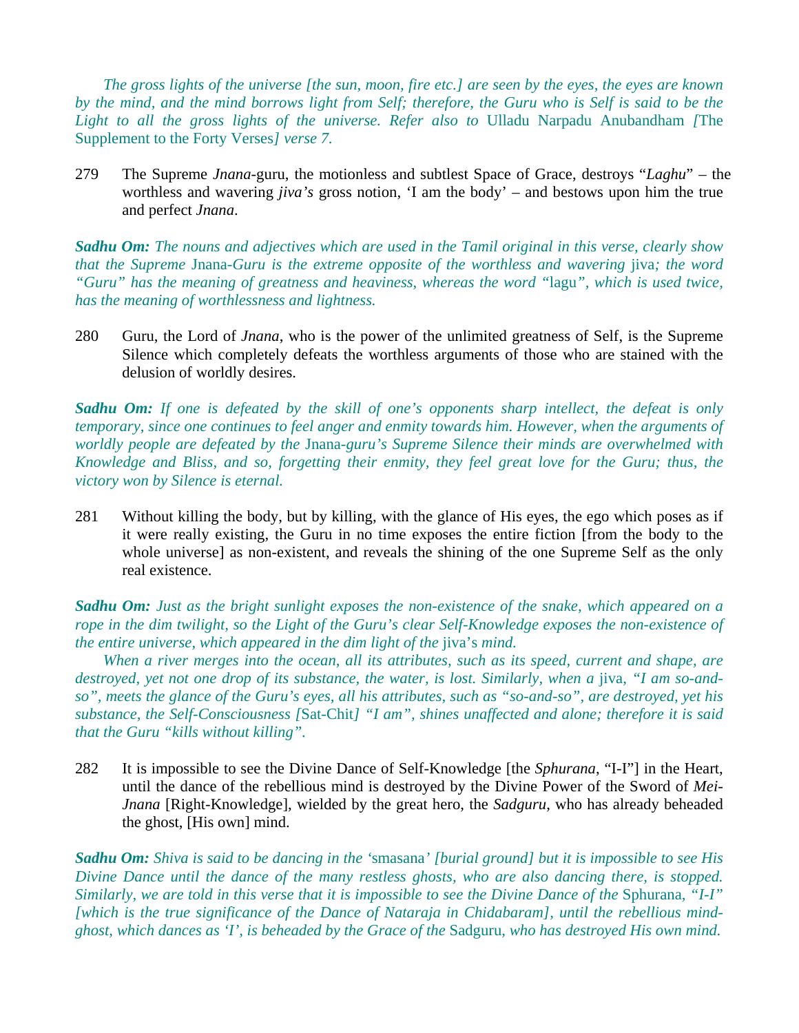*The gross lights of the universe [the sun, moon, fire etc.] are seen by the eyes, the eyes are known by the mind, and the mind borrows light from Self; therefore, the Guru who is Self is said to be the Light to all the gross lights of the universe. Refer also to* Ulladu Narpadu Anubandham *[*The Supplement to the Forty Verses*] verse 7.*

279 The Supreme *Jnana*-guru, the motionless and subtlest Space of Grace, destroys "*Laghu*" – the worthless and wavering *jiva's* gross notion, 'I am the body' – and bestows upon him the true and perfect *Jnana*.

***Sadhu Om:*** *The nouns and adjectives which are used in the Tamil original in this verse, clearly show that the Supreme* Jnana*-Guru is the extreme opposite of the worthless and wavering* jiva*; the word "Guru" has the meaning of greatness and heaviness, whereas the word "*lagu*", which is used twice, has the meaning of worthlessness and lightness.*

280 Guru, the Lord of *Jnana*, who is the power of the unlimited greatness of Self, is the Supreme Silence which completely defeats the worthless arguments of those who are stained with the delusion of worldly desires.

***Sadhu Om:*** *If one is defeated by the skill of one's opponents sharp intellect, the defeat is only temporary, since one continues to feel anger and enmity towards him. However, when the arguments of worldly people are defeated by the* Jnana*-guru's Supreme Silence their minds are overwhelmed with Knowledge and Bliss, and so, forgetting their enmity, they feel great love for the Guru; thus, the victory won by Silence is eternal.*

281 Without killing the body, but by killing, with the glance of His eyes, the ego which poses as if it were really existing, the Guru in no time exposes the entire fiction [from the body to the whole universe] as non-existent, and reveals the shining of the one Supreme Self as the only real existence.

***Sadhu Om:*** *Just as the bright sunlight exposes the non-existence of the snake, which appeared on a rope in the dim twilight, so the Light of the Guru's clear Self-Knowledge exposes the non-existence of the entire universe, which appeared in the dim light of the* jiva's *mind.*

*When a river merges into the ocean, all its attributes, such as its speed, current and shape, are destroyed, yet not one drop of its substance, the water, is lost. Similarly, when a* jiva*, "I am so-and-so", meets the glance of the Guru's eyes, all his attributes, such as "so-and-so", are destroyed, yet his substance, the Self-Consciousness [*Sat-Chit*] "I am", shines unaffected and alone; therefore it is said that the Guru "kills without killing".*

282 It is impossible to see the Divine Dance of Self-Knowledge [the *Sphurana*, "I-I"] in the Heart, until the dance of the rebellious mind is destroyed by the Divine Power of the Sword of *Mei-Jnana* [Right-Knowledge], wielded by the great hero, the *Sadguru*, who has already beheaded the ghost, [His own] mind.

***Sadhu Om:*** *Shiva is said to be dancing in the '*smasana*' [burial ground] but it is impossible to see His Divine Dance until the dance of the many restless ghosts, who are also dancing there, is stopped. Similarly, we are told in this verse that it is impossible to see the Divine Dance of the* Sphurana*, "I-I" [which is the true significance of the Dance of Nataraja in Chidabaram], until the rebellious mind-ghost, which dances as 'I', is beheaded by the Grace of the* Sadguru*, who has destroyed His own mind.*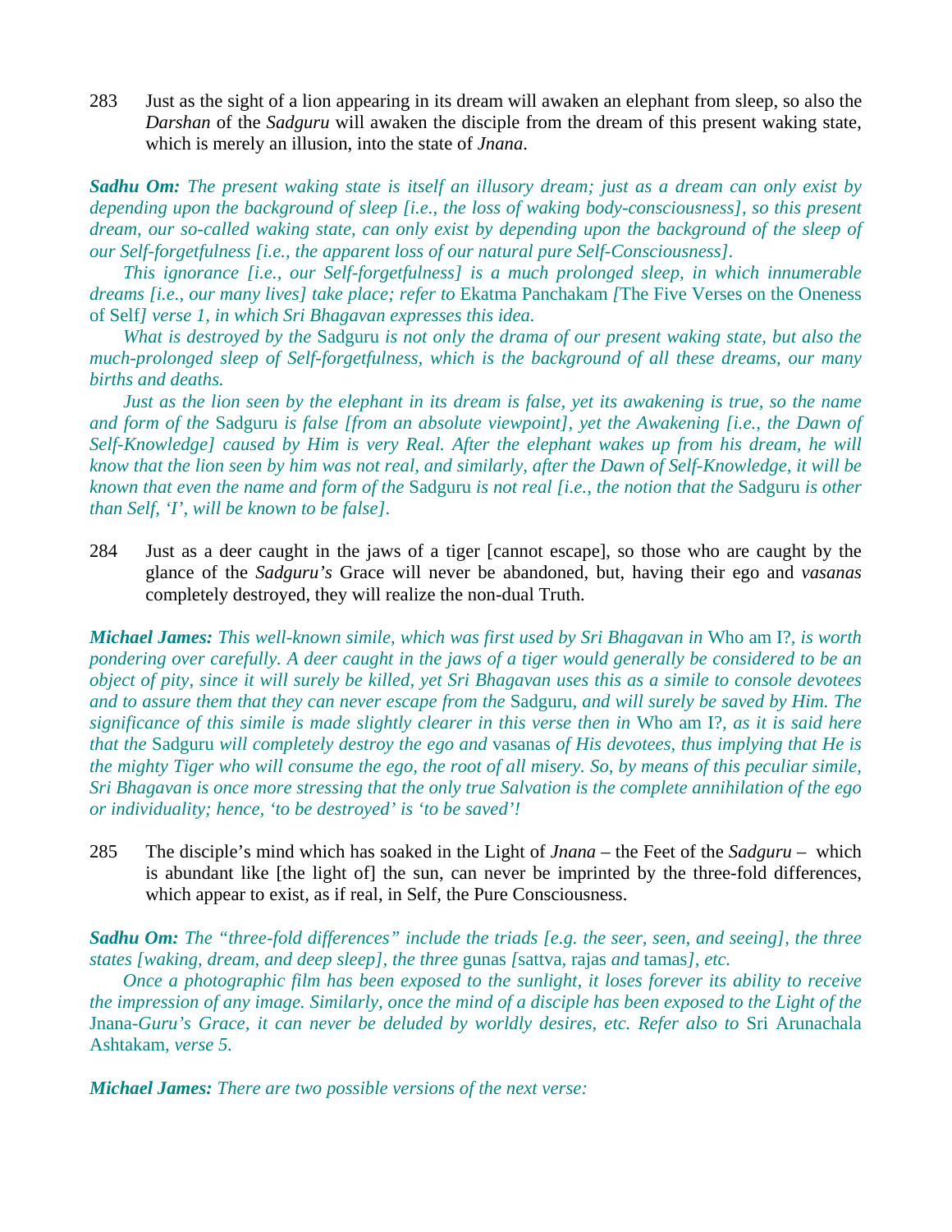283 Just as the sight of a lion appearing in its dream will awaken an elephant from sleep, so also the *Darshan* of the *Sadguru* will awaken the disciple from the dream of this present waking state, which is merely an illusion, into the state of *Jnana*.

***Sadhu Om:*** *The present waking state is itself an illusory dream; just as a dream can only exist by depending upon the background of sleep [i.e., the loss of waking body-consciousness], so this present dream, our so-called waking state, can only exist by depending upon the background of the sleep of our Self-forgetfulness [i.e., the apparent loss of our natural pure Self-Consciousness].*

*This ignorance [i.e., our Self-forgetfulness] is a much prolonged sleep, in which innumerable dreams [i.e., our many lives] take place; refer to* Ekatma Panchakam *[*The Five Verses on the Oneness of Self*] verse 1, in which Sri Bhagavan expresses this idea.*

*What is destroyed by the* Sadguru *is not only the drama of our present waking state, but also the much-prolonged sleep of Self-forgetfulness, which is the background of all these dreams, our many births and deaths.*

*Just as the lion seen by the elephant in its dream is false, yet its awakening is true, so the name and form of the* Sadguru *is false [from an absolute viewpoint], yet the Awakening [i.e., the Dawn of Self-Knowledge] caused by Him is very Real. After the elephant wakes up from his dream, he will know that the lion seen by him was not real, and similarly, after the Dawn of Self-Knowledge, it will be known that even the name and form of the* Sadguru *is not real [i.e., the notion that the* Sadguru *is other than Self, 'I', will be known to be false].*

284 Just as a deer caught in the jaws of a tiger [cannot escape], so those who are caught by the glance of the *Sadguru's* Grace will never be abandoned, but, having their ego and *vasanas* completely destroyed, they will realize the non-dual Truth.

***Michael James:*** *This well-known simile, which was first used by Sri Bhagavan in* Who am I?*, is worth pondering over carefully. A deer caught in the jaws of a tiger would generally be considered to be an object of pity, since it will surely be killed, yet Sri Bhagavan uses this as a simile to console devotees and to assure them that they can never escape from the* Sadguru*, and will surely be saved by Him. The significance of this simile is made slightly clearer in this verse then in* Who am I?*, as it is said here that the* Sadguru *will completely destroy the ego and* vasanas *of His devotees, thus implying that He is the mighty Tiger who will consume the ego, the root of all misery. So, by means of this peculiar simile, Sri Bhagavan is once more stressing that the only true Salvation is the complete annihilation of the ego or individuality; hence, 'to be destroyed' is 'to be saved'!*

285 The disciple's mind which has soaked in the Light of *Jnana* – the Feet of the *Sadguru* – which is abundant like [the light of] the sun, can never be imprinted by the three-fold differences, which appear to exist, as if real, in Self, the Pure Consciousness.

***Sadhu Om:*** *The "three-fold differences" include the triads [e.g. the seer, seen, and seeing], the three states [waking, dream, and deep sleep], the three* gunas *[*sattva, rajas *and* tamas*], etc.*

*Once a photographic film has been exposed to the sunlight, it loses forever its ability to receive the impression of any image. Similarly, once the mind of a disciple has been exposed to the Light of the* Jnana*-Guru's Grace, it can never be deluded by worldly desires, etc. Refer also to* Sri Arunachala Ashtakam*, verse 5.*

***Michael James:*** *There are two possible versions of the next verse:*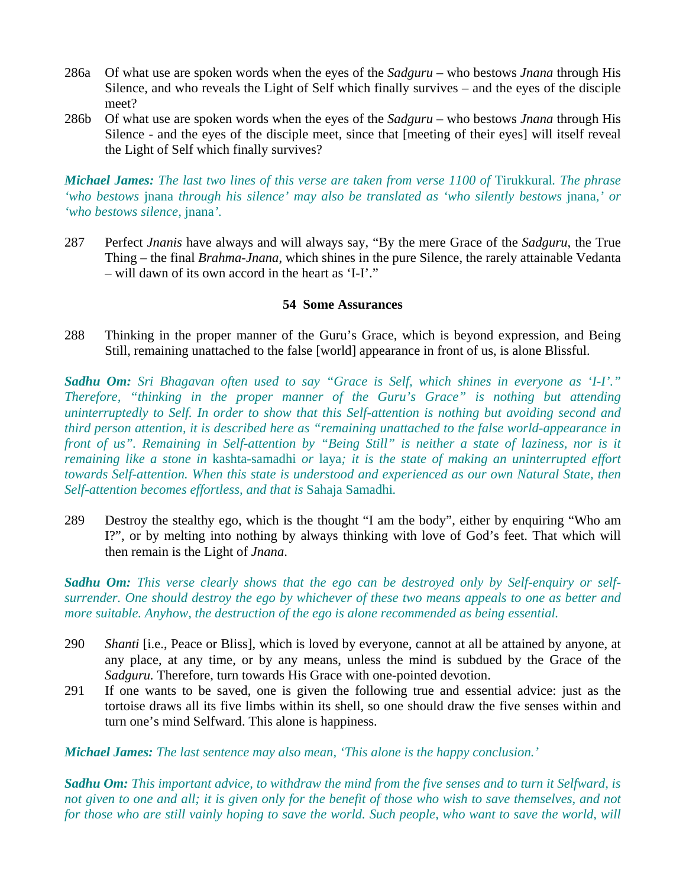286a Of what use are spoken words when the eyes of the *Sadguru* – who bestows *Jnana* through His Silence, and who reveals the Light of Self which finally survives – and the eyes of the disciple meet?

286b Of what use are spoken words when the eyes of the *Sadguru* – who bestows *Jnana* through His Silence - and the eyes of the disciple meet, since that [meeting of their eyes] will itself reveal the Light of Self which finally survives?

***Michael James:*** *The last two lines of this verse are taken from verse 1100 of* Tirukkural*. The phrase 'who bestows* jnana *through his silence' may also be translated as 'who silently bestows* jnana*,' or 'who bestows silence,* jnana*'.*

287 Perfect *Jnanis* have always and will always say, "By the mere Grace of the *Sadguru*, the True Thing – the final *Brahma-Jnana*, which shines in the pure Silence, the rarely attainable Vedanta – will dawn of its own accord in the heart as 'I-I'."

## 54 Some Assurances

288 Thinking in the proper manner of the Guru's Grace, which is beyond expression, and Being Still, remaining unattached to the false [world] appearance in front of us, is alone Blissful.

***Sadhu Om:*** *Sri Bhagavan often used to say "Grace is Self, which shines in everyone as 'I-I'." Therefore, "thinking in the proper manner of the Guru's Grace" is nothing but attending uninterruptedly to Self. In order to show that this Self-attention is nothing but avoiding second and third person attention, it is described here as "remaining unattached to the false world-appearance in front of us". Remaining in Self-attention by "Being Still" is neither a state of laziness, nor is it remaining like a stone in* kashta-samadhi *or* laya*; it is the state of making an uninterrupted effort towards Self-attention. When this state is understood and experienced as our own Natural State, then Self-attention becomes effortless, and that is* Sahaja Samadhi*.*

289 Destroy the stealthy ego, which is the thought "I am the body", either by enquiring "Who am I?", or by melting into nothing by always thinking with love of God's feet. That which will then remain is the Light of *Jnana*.

***Sadhu Om:*** *This verse clearly shows that the ego can be destroyed only by Self-enquiry or self-surrender. One should destroy the ego by whichever of these two means appeals to one as better and more suitable. Anyhow, the destruction of the ego is alone recommended as being essential.*

290 *Shanti* [i.e., Peace or Bliss], which is loved by everyone, cannot at all be attained by anyone, at any place, at any time, or by any means, unless the mind is subdued by the Grace of the *Sadguru.* Therefore, turn towards His Grace with one-pointed devotion.

291 If one wants to be saved, one is given the following true and essential advice: just as the tortoise draws all its five limbs within its shell, so one should draw the five senses within and turn one's mind Selfward. This alone is happiness.

***Michael James:*** *The last sentence may also mean, 'This alone is the happy conclusion.'*

***Sadhu Om:*** *This important advice, to withdraw the mind from the five senses and to turn it Selfward, is not given to one and all; it is given only for the benefit of those who wish to save themselves, and not for those who are still vainly hoping to save the world. Such people, who want to save the world, will*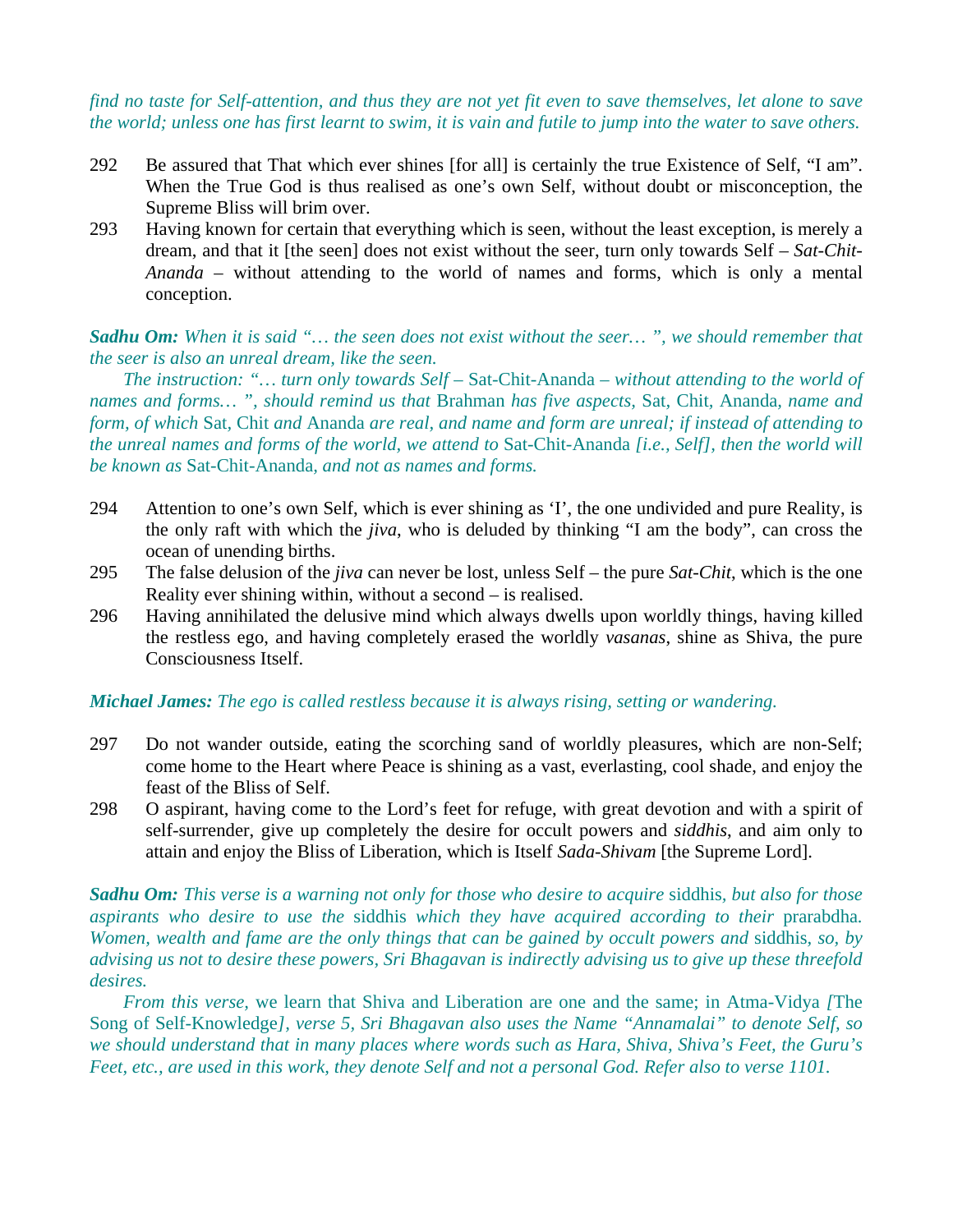*find no taste for Self-attention, and thus they are not yet fit even to save themselves, let alone to save the world; unless one has first learnt to swim, it is vain and futile to jump into the water to save others.*

292 Be assured that That which ever shines [for all] is certainly the true Existence of Self, "I am". When the True God is thus realised as one's own Self, without doubt or misconception, the Supreme Bliss will brim over.

293 Having known for certain that everything which is seen, without the least exception, is merely a dream, and that it [the seen] does not exist without the seer, turn only towards Self – *Sat-Chit-Ananda* – without attending to the world of names and forms, which is only a mental conception.

***Sadhu Om:*** *When it is said "… the seen does not exist without the seer… ", we should remember that the seer is also an unreal dream, like the seen.*

*The instruction: "… turn only towards Self –* Sat-Chit-Ananda *– without attending to the world of names and forms… ", should remind us that* Brahman *has five aspects,* Sat, Chit, Ananda*, name and form, of which* Sat, Chit *and* Ananda *are real, and name and form are unreal; if instead of attending to the unreal names and forms of the world, we attend to* Sat-Chit-Ananda *[i.e., Self], then the world will be known as* Sat-Chit-Ananda*, and not as names and forms.*

294 Attention to one's own Self, which is ever shining as 'I', the one undivided and pure Reality, is the only raft with which the *jiva*, who is deluded by thinking "I am the body", can cross the ocean of unending births.

295 The false delusion of the *jiva* can never be lost, unless Self – the pure *Sat-Chit*, which is the one Reality ever shining within, without a second – is realised.

296 Having annihilated the delusive mind which always dwells upon worldly things, having killed the restless ego, and having completely erased the worldly *vasanas*, shine as Shiva, the pure Consciousness Itself.

***Michael James:*** *The ego is called restless because it is always rising, setting or wandering.*

297 Do not wander outside, eating the scorching sand of worldly pleasures, which are non-Self; come home to the Heart where Peace is shining as a vast, everlasting, cool shade, and enjoy the feast of the Bliss of Self.

298 O aspirant, having come to the Lord's feet for refuge, with great devotion and with a spirit of self-surrender, give up completely the desire for occult powers and *siddhis*, and aim only to attain and enjoy the Bliss of Liberation, which is Itself *Sada-Shivam* [the Supreme Lord].

***Sadhu Om:*** *This verse is a warning not only for those who desire to acquire* siddhis*, but also for those aspirants who desire to use the* siddhis *which they have acquired according to their* prarabdha*. Women, wealth and fame are the only things that can be gained by occult powers and* siddhis*, so, by advising us not to desire these powers, Sri Bhagavan is indirectly advising us to give up these threefold desires.*

*From this verse,* we learn that Shiva and Liberation are one and the same; in Atma-Vidya *[*The Song of Self-Knowledge*], verse 5, Sri Bhagavan also uses the Name "Annamalai" to denote Self, so we should understand that in many places where words such as Hara, Shiva, Shiva's Feet, the Guru's Feet, etc., are used in this work, they denote Self and not a personal God. Refer also to verse 1101.*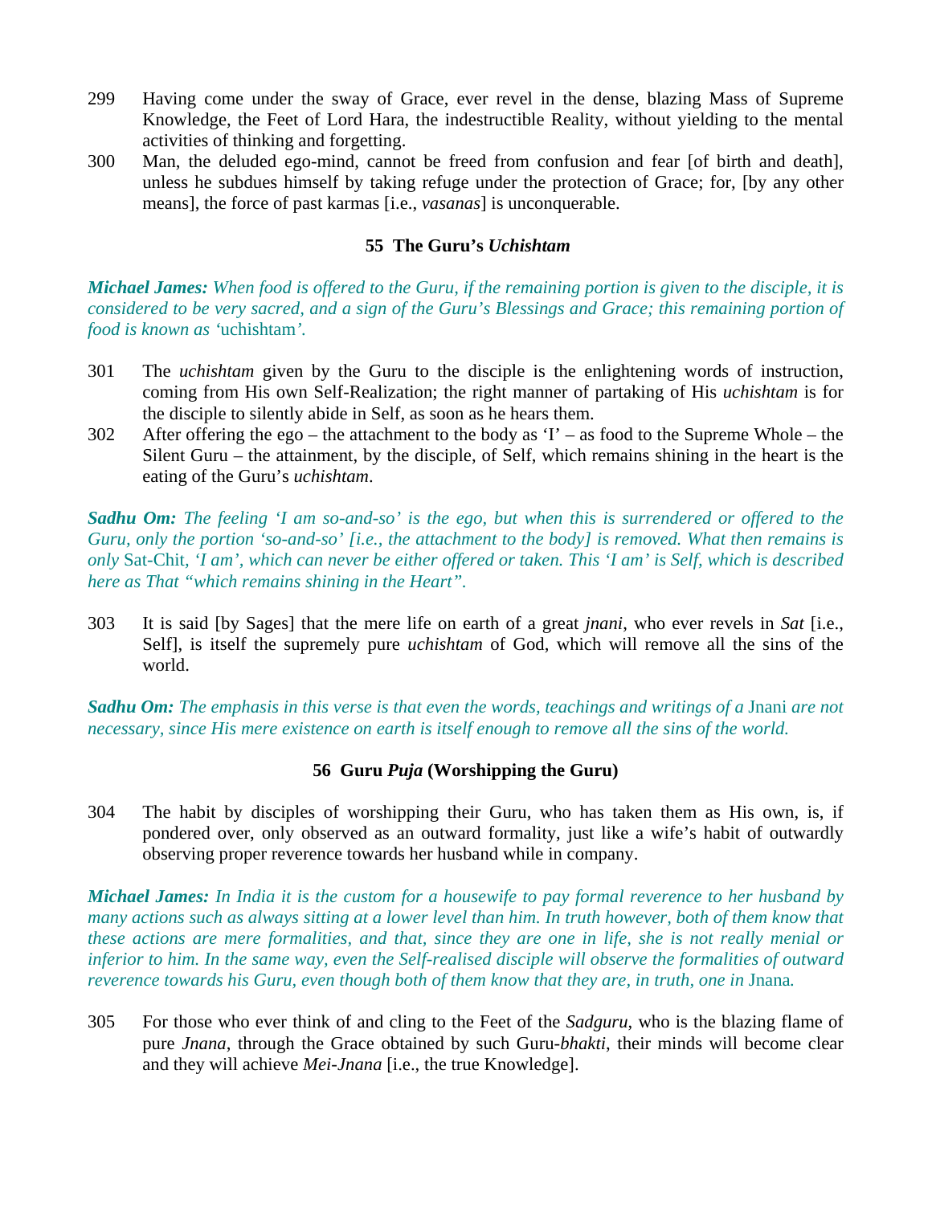299 Having come under the sway of Grace, ever revel in the dense, blazing Mass of Supreme Knowledge, the Feet of Lord Hara, the indestructible Reality, without yielding to the mental activities of thinking and forgetting.

300 Man, the deluded ego-mind, cannot be freed from confusion and fear [of birth and death], unless he subdues himself by taking refuge under the protection of Grace; for, [by any other means], the force of past karmas [i.e., *vasanas*] is unconquerable.

### 55 The Guru's *Uchishtam*

***Michael James:*** *When food is offered to the Guru, if the remaining portion is given to the disciple, it is considered to be very sacred, and a sign of the Guru's Blessings and Grace; this remaining portion of food is known as '*uchishtam*'.*

301 The *uchishtam* given by the Guru to the disciple is the enlightening words of instruction, coming from His own Self-Realization; the right manner of partaking of His *uchishtam* is for the disciple to silently abide in Self, as soon as he hears them.

302 After offering the ego – the attachment to the body as 'I' – as food to the Supreme Whole – the Silent Guru – the attainment, by the disciple, of Self, which remains shining in the heart is the eating of the Guru's *uchishtam*.

***Sadhu Om:*** *The feeling 'I am so-and-so' is the ego, but when this is surrendered or offered to the Guru, only the portion 'so-and-so' [i.e., the attachment to the body] is removed. What then remains is only* Sat-Chit*, 'I am', which can never be either offered or taken. This 'I am' is Self, which is described here as That "which remains shining in the Heart".*

303 It is said [by Sages] that the mere life on earth of a great *jnani*, who ever revels in *Sat* [i.e., Self], is itself the supremely pure *uchishtam* of God, which will remove all the sins of the world.

***Sadhu Om:*** *The emphasis in this verse is that even the words, teachings and writings of a* Jnani *are not necessary, since His mere existence on earth is itself enough to remove all the sins of the world.*

### 56 Guru *Puja* (Worshipping the Guru)

304 The habit by disciples of worshipping their Guru, who has taken them as His own, is, if pondered over, only observed as an outward formality, just like a wife's habit of outwardly observing proper reverence towards her husband while in company.

***Michael James:*** *In India it is the custom for a housewife to pay formal reverence to her husband by many actions such as always sitting at a lower level than him. In truth however, both of them know that these actions are mere formalities, and that, since they are one in life, she is not really menial or inferior to him. In the same way, even the Self-realised disciple will observe the formalities of outward reverence towards his Guru, even though both of them know that they are, in truth, one in* Jnana*.*

305 For those who ever think of and cling to the Feet of the *Sadguru*, who is the blazing flame of pure *Jnana*, through the Grace obtained by such Guru-*bhakti*, their minds will become clear and they will achieve *Mei-Jnana* [i.e., the true Knowledge].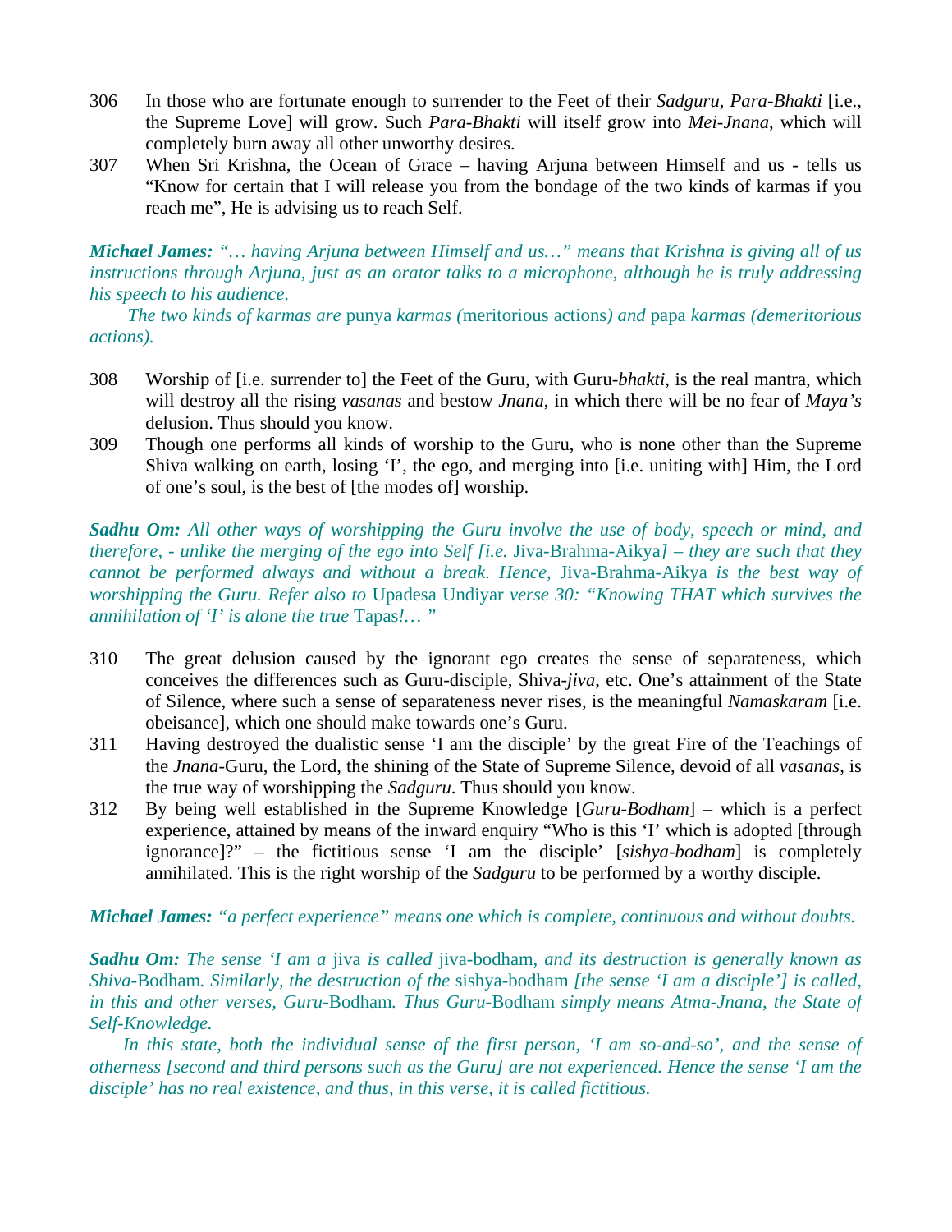306 In those who are fortunate enough to surrender to the Feet of their *Sadguru*, *Para-Bhakti* [i.e., the Supreme Love] will grow. Such *Para-Bhakti* will itself grow into *Mei-Jnana*, which will completely burn away all other unworthy desires.

307 When Sri Krishna, the Ocean of Grace – having Arjuna between Himself and us - tells us "Know for certain that I will release you from the bondage of the two kinds of karmas if you reach me", He is advising us to reach Self.

***Michael James:*** *"… having Arjuna between Himself and us…" means that Krishna is giving all of us instructions through Arjuna, just as an orator talks to a microphone, although he is truly addressing his speech to his audience.*

*The two kinds of karmas are* punya *karmas (*meritorious actions*) and* papa *karmas (demeritorious actions).*

308 Worship of [i.e. surrender to] the Feet of the Guru, with Guru-*bhakti*, is the real mantra, which will destroy all the rising *vasanas* and bestow *Jnana*, in which there will be no fear of *Maya's* delusion. Thus should you know.

309 Though one performs all kinds of worship to the Guru, who is none other than the Supreme Shiva walking on earth, losing 'I', the ego, and merging into [i.e. uniting with] Him, the Lord of one's soul, is the best of [the modes of] worship.

***Sadhu Om:*** *All other ways of worshipping the Guru involve the use of body, speech or mind, and therefore, - unlike the merging of the ego into Self [i.e.* Jiva-Brahma-Aikya*] – they are such that they cannot be performed always and without a break. Hence,* Jiva-Brahma-Aikya *is the best way of worshipping the Guru. Refer also to* Upadesa Undiyar *verse 30: "Knowing THAT which survives the annihilation of 'I' is alone the true* Tapas*!… "*

310 The great delusion caused by the ignorant ego creates the sense of separateness, which conceives the differences such as Guru-disciple, Shiva-*jiva*, etc. One's attainment of the State of Silence, where such a sense of separateness never rises, is the meaningful *Namaskaram* [i.e. obeisance], which one should make towards one's Guru.

311 Having destroyed the dualistic sense 'I am the disciple' by the great Fire of the Teachings of the *Jnana*-Guru, the Lord, the shining of the State of Supreme Silence, devoid of all *vasanas*, is the true way of worshipping the *Sadguru*. Thus should you know.

312 By being well established in the Supreme Knowledge [*Guru-Bodham*] – which is a perfect experience, attained by means of the inward enquiry "Who is this 'I' which is adopted [through ignorance]?" – the fictitious sense 'I am the disciple' [*sishya-bodham*] is completely annihilated. This is the right worship of the *Sadguru* to be performed by a worthy disciple.

***Michael James:*** *"a perfect experience" means one which is complete, continuous and without doubts.*

***Sadhu Om:*** *The sense 'I am a* jiva *is called* jiva-bodham*, and its destruction is generally known as Shiva-*Bodham*. Similarly, the destruction of the* sishya-bodham *[the sense 'I am a disciple'] is called, in this and other verses, Guru-*Bodham*. Thus Guru-*Bodham *simply means Atma-Jnana, the State of Self-Knowledge.*

*In this state, both the individual sense of the first person, 'I am so-and-so', and the sense of otherness [second and third persons such as the Guru] are not experienced. Hence the sense 'I am the disciple' has no real existence, and thus, in this verse, it is called fictitious.*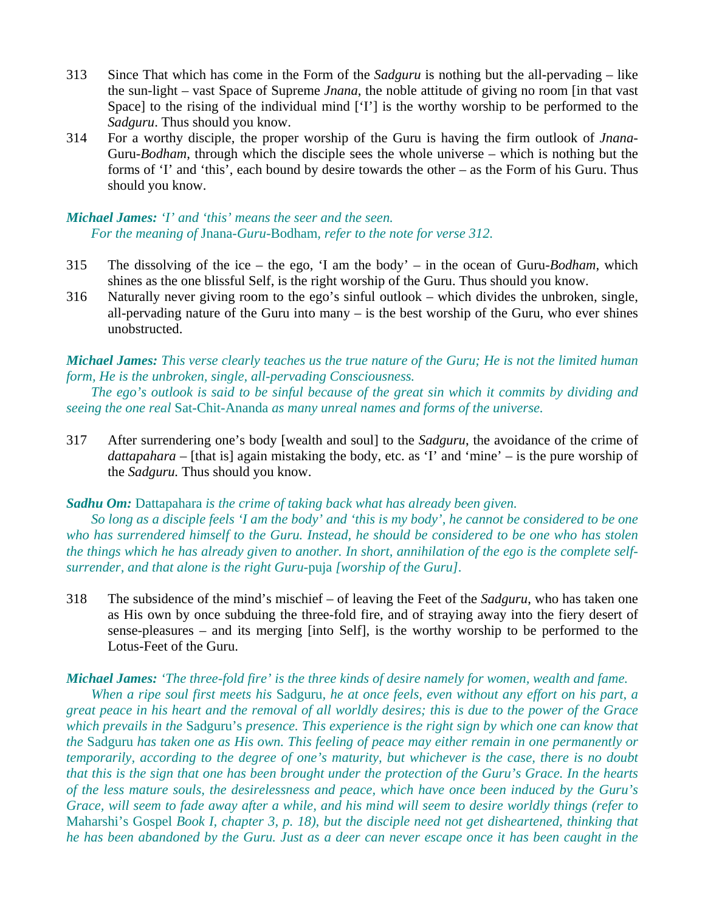313 Since That which has come in the Form of the *Sadguru* is nothing but the all-pervading – like the sun-light – vast Space of Supreme *Jnana*, the noble attitude of giving no room [in that vast Space] to the rising of the individual mind ['I'] is the worthy worship to be performed to the *Sadguru*. Thus should you know.

314 For a worthy disciple, the proper worship of the Guru is having the firm outlook of *Jnana*-Guru-*Bodham*, through which the disciple sees the whole universe – which is nothing but the forms of 'I' and 'this', each bound by desire towards the other – as the Form of his Guru. Thus should you know.

***Michael James:*** *'I' and 'this' means the seer and the seen.*
*For the meaning of* Jnana-*Guru*-Bodham*, refer to the note for verse 312.*

315 The dissolving of the ice – the ego, 'I am the body' – in the ocean of Guru-*Bodham*, which shines as the one blissful Self, is the right worship of the Guru. Thus should you know.

316 Naturally never giving room to the ego's sinful outlook – which divides the unbroken, single, all-pervading nature of the Guru into many – is the best worship of the Guru, who ever shines unobstructed.

***Michael James:*** *This verse clearly teaches us the true nature of the Guru; He is not the limited human form, He is the unbroken, single, all-pervading Consciousness.*
*The ego's outlook is said to be sinful because of the great sin which it commits by dividing and seeing the one real* Sat-Chit-Ananda *as many unreal names and forms of the universe.*

317 After surrendering one's body [wealth and soul] to the *Sadguru*, the avoidance of the crime of *dattapahara* – [that is] again mistaking the body, etc. as 'I' and 'mine' – is the pure worship of the *Sadguru*. Thus should you know.

***Sadhu Om:*** Dattapahara *is the crime of taking back what has already been given.*
*So long as a disciple feels 'I am the body' and 'this is my body', he cannot be considered to be one who has surrendered himself to the Guru. Instead, he should be considered to be one who has stolen the things which he has already given to another. In short, annihilation of the ego is the complete self-surrender, and that alone is the right Guru-*puja *[worship of the Guru].*

318 The subsidence of the mind's mischief – of leaving the Feet of the *Sadguru*, who has taken one as His own by once subduing the three-fold fire, and of straying away into the fiery desert of sense-pleasures – and its merging [into Self], is the worthy worship to be performed to the Lotus-Feet of the Guru.

***Michael James:*** *'The three-fold fire' is the three kinds of desire namely for women, wealth and fame.*
*When a ripe soul first meets his* Sadguru*, he at once feels, even without any effort on his part, a great peace in his heart and the removal of all worldly desires; this is due to the power of the Grace which prevails in the* Sadguru*'s presence. This experience is the right sign by which one can know that the* Sadguru *has taken one as His own. This feeling of peace may either remain in one permanently or temporarily, according to the degree of one's maturity, but whichever is the case, there is no doubt that this is the sign that one has been brought under the protection of the Guru's Grace. In the hearts of the less mature souls, the desirelessness and peace, which have once been induced by the Guru's Grace, will seem to fade away after a while, and his mind will seem to desire worldly things (refer to* Maharshi's Gospel *Book I, chapter 3, p. 18), but the disciple need not get disheartened, thinking that he has been abandoned by the Guru. Just as a deer can never escape once it has been caught in the*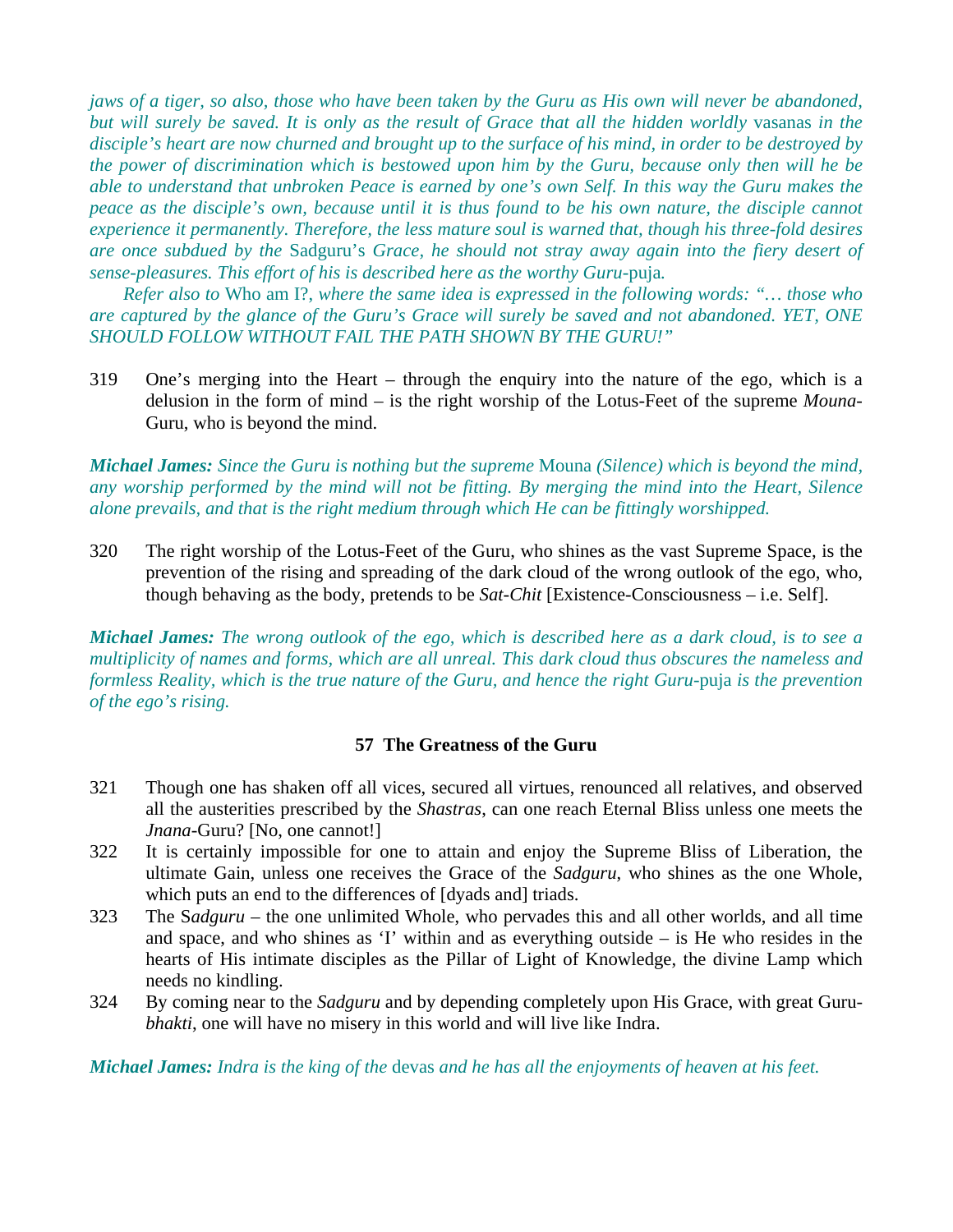*jaws of a tiger, so also, those who have been taken by the Guru as His own will never be abandoned, but will surely be saved. It is only as the result of Grace that all the hidden worldly* vasanas *in the disciple's heart are now churned and brought up to the surface of his mind, in order to be destroyed by the power of discrimination which is bestowed upon him by the Guru, because only then will he be able to understand that unbroken Peace is earned by one's own Self. In this way the Guru makes the peace as the disciple's own, because until it is thus found to be his own nature, the disciple cannot experience it permanently. Therefore, the less mature soul is warned that, though his three-fold desires are once subdued by the* Sadguru's *Grace, he should not stray away again into the fiery desert of sense-pleasures. This effort of his is described here as the worthy Guru-*puja*.*

*Refer also to* Who am I?*, where the same idea is expressed in the following words: "… those who are captured by the glance of the Guru's Grace will surely be saved and not abandoned. YET, ONE SHOULD FOLLOW WITHOUT FAIL THE PATH SHOWN BY THE GURU!"*

319 One's merging into the Heart – through the enquiry into the nature of the ego, which is a delusion in the form of mind – is the right worship of the Lotus-Feet of the supreme *Mouna*-Guru, who is beyond the mind.

***Michael James:*** *Since the Guru is nothing but the supreme* Mouna *(Silence) which is beyond the mind, any worship performed by the mind will not be fitting. By merging the mind into the Heart, Silence alone prevails, and that is the right medium through which He can be fittingly worshipped.*

320 The right worship of the Lotus-Feet of the Guru, who shines as the vast Supreme Space, is the prevention of the rising and spreading of the dark cloud of the wrong outlook of the ego, who, though behaving as the body, pretends to be *Sat-Chit* [Existence-Consciousness – i.e. Self].

***Michael James:*** *The wrong outlook of the ego, which is described here as a dark cloud, is to see a multiplicity of names and forms, which are all unreal. This dark cloud thus obscures the nameless and formless Reality, which is the true nature of the Guru, and hence the right Guru-*puja *is the prevention of the ego's rising.*

### 57 The Greatness of the Guru

321 Though one has shaken off all vices, secured all virtues, renounced all relatives, and observed all the austerities prescribed by the *Shastras*, can one reach Eternal Bliss unless one meets the *Jnana*-Guru? [No, one cannot!]

322 It is certainly impossible for one to attain and enjoy the Supreme Bliss of Liberation, the ultimate Gain, unless one receives the Grace of the *Sadguru*, who shines as the one Whole, which puts an end to the differences of [dyads and] triads.

323 The S*adguru* – the one unlimited Whole, who pervades this and all other worlds, and all time and space, and who shines as 'I' within and as everything outside – is He who resides in the hearts of His intimate disciples as the Pillar of Light of Knowledge, the divine Lamp which needs no kindling.

324 By coming near to the *Sadguru* and by depending completely upon His Grace, with great Guru-*bhakti*, one will have no misery in this world and will live like Indra.

***Michael James:*** *Indra is the king of the* devas *and he has all the enjoyments of heaven at his feet.*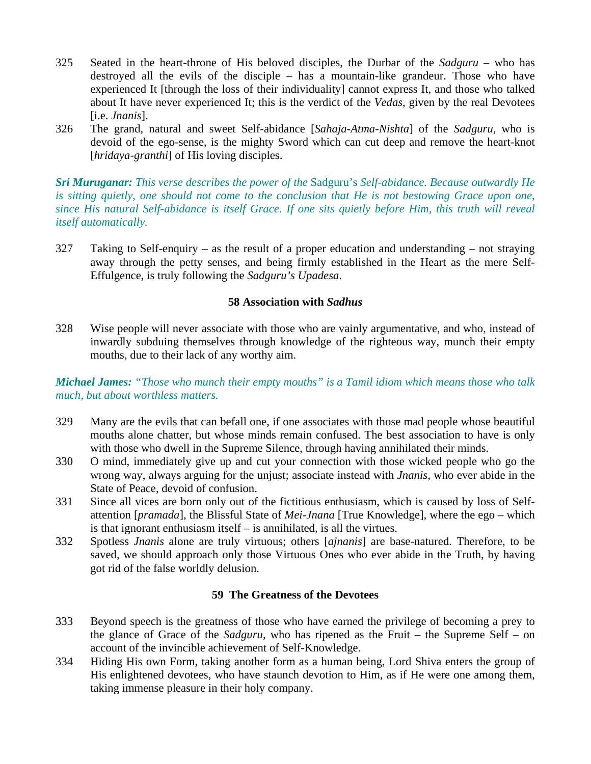325 Seated in the heart-throne of His beloved disciples, the Durbar of the *Sadguru* – who has destroyed all the evils of the disciple – has a mountain-like grandeur. Those who have experienced It [through the loss of their individuality] cannot express It, and those who talked about It have never experienced It; this is the verdict of the *Vedas*, given by the real Devotees [i.e. *Jnanis*].

326 The grand, natural and sweet Self-abidance [*Sahaja-Atma-Nishta*] of the *Sadguru*, who is devoid of the ego-sense, is the mighty Sword which can cut deep and remove the heart-knot [*hridaya-granthi*] of His loving disciples.

***Sri Muruganar:*** *This verse describes the power of the* Sadguru's *Self-abidance. Because outwardly He is sitting quietly, one should not come to the conclusion that He is not bestowing Grace upon one, since His natural Self-abidance is itself Grace. If one sits quietly before Him, this truth will reveal itself automatically.*

327 Taking to Self-enquiry – as the result of a proper education and understanding – not straying away through the petty senses, and being firmly established in the Heart as the mere Self-Effulgence, is truly following the *Sadguru's Upadesa*.

### 58 Association with *Sadhus*

328 Wise people will never associate with those who are vainly argumentative, and who, instead of inwardly subduing themselves through knowledge of the righteous way, munch their empty mouths, due to their lack of any worthy aim.

***Michael James:*** *"Those who munch their empty mouths" is a Tamil idiom which means those who talk much, but about worthless matters.*

329 Many are the evils that can befall one, if one associates with those mad people whose beautiful mouths alone chatter, but whose minds remain confused. The best association to have is only with those who dwell in the Supreme Silence, through having annihilated their minds.

330 O mind, immediately give up and cut your connection with those wicked people who go the wrong way, always arguing for the unjust; associate instead with *Jnanis*, who ever abide in the State of Peace, devoid of confusion.

331 Since all vices are born only out of the fictitious enthusiasm, which is caused by loss of Self-attention [*pramada*], the Blissful State of *Mei-Jnana* [True Knowledge], where the ego – which is that ignorant enthusiasm itself – is annihilated, is all the virtues.

332 Spotless *Jnanis* alone are truly virtuous; others [*ajnanis*] are base-natured. Therefore, to be saved, we should approach only those Virtuous Ones who ever abide in the Truth, by having got rid of the false worldly delusion.

### 59 The Greatness of the Devotees

333 Beyond speech is the greatness of those who have earned the privilege of becoming a prey to the glance of Grace of the *Sadguru*, who has ripened as the Fruit – the Supreme Self – on account of the invincible achievement of Self-Knowledge.

334 Hiding His own Form, taking another form as a human being, Lord Shiva enters the group of His enlightened devotees, who have staunch devotion to Him, as if He were one among them, taking immense pleasure in their holy company.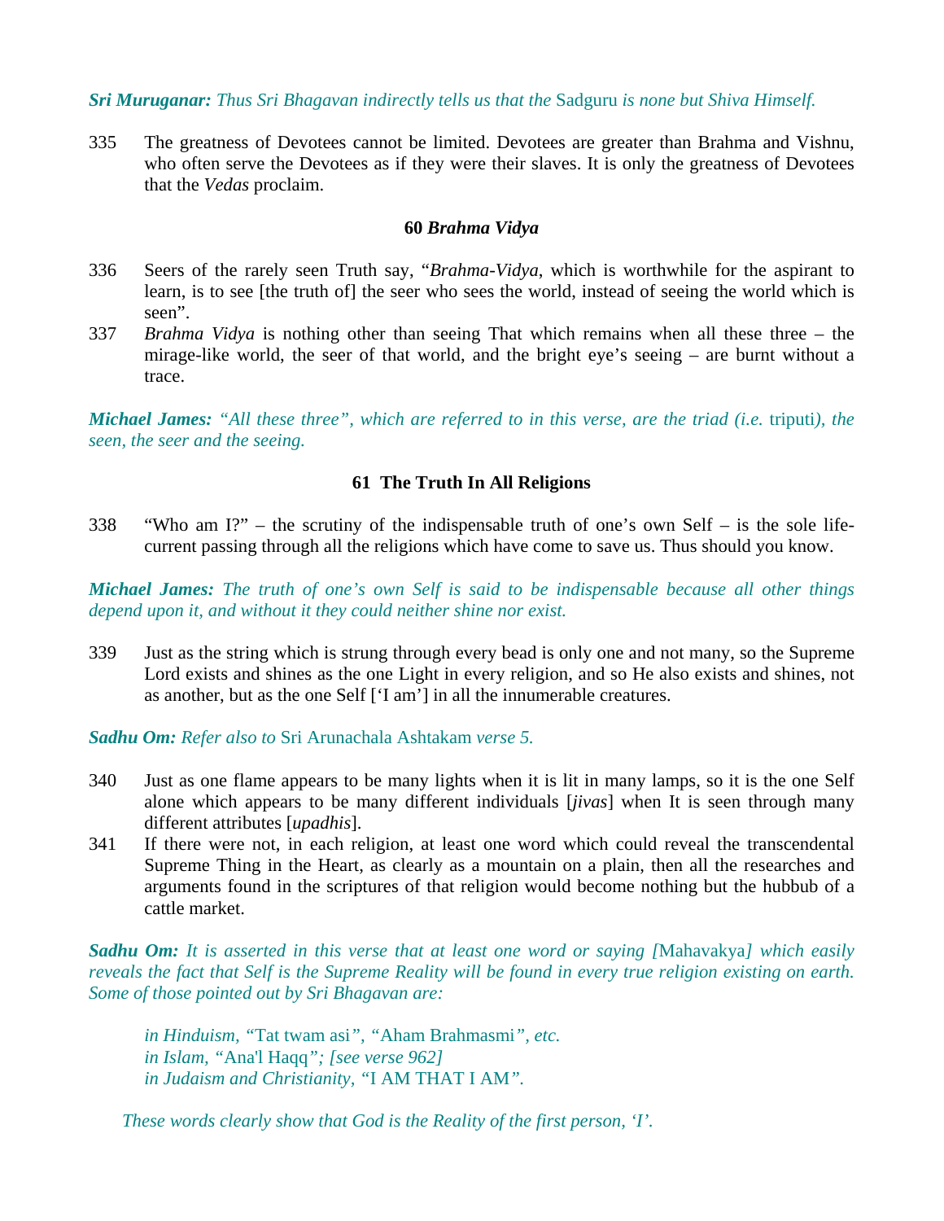***Sri Muruganar:*** *Thus Sri Bhagavan indirectly tells us that the* Sadguru *is none but Shiva Himself.*

335 The greatness of Devotees cannot be limited. Devotees are greater than Brahma and Vishnu, who often serve the Devotees as if they were their slaves. It is only the greatness of Devotees that the *Vedas* proclaim.

### 60 *Brahma Vidya*

336 Seers of the rarely seen Truth say, "*Brahma-Vidya*, which is worthwhile for the aspirant to learn, is to see [the truth of] the seer who sees the world, instead of seeing the world which is seen".

337 *Brahma Vidya* is nothing other than seeing That which remains when all these three – the mirage-like world, the seer of that world, and the bright eye's seeing – are burnt without a trace.

***Michael James:*** *"All these three", which are referred to in this verse, are the triad (i.e.* triputi*), the seen, the seer and the seeing.*

### 61 The Truth In All Religions

338 "Who am I?" – the scrutiny of the indispensable truth of one's own Self – is the sole life-current passing through all the religions which have come to save us. Thus should you know.

***Michael James:*** *The truth of one's own Self is said to be indispensable because all other things depend upon it, and without it they could neither shine nor exist.*

339 Just as the string which is strung through every bead is only one and not many, so the Supreme Lord exists and shines as the one Light in every religion, and so He also exists and shines, not as another, but as the one Self ['I am'] in all the innumerable creatures.

***Sadhu Om:*** *Refer also to* Sri Arunachala Ashtakam *verse 5.*

340 Just as one flame appears to be many lights when it is lit in many lamps, so it is the one Self alone which appears to be many different individuals [*jivas*] when It is seen through many different attributes [*upadhis*].

341 If there were not, in each religion, at least one word which could reveal the transcendental Supreme Thing in the Heart, as clearly as a mountain on a plain, then all the researches and arguments found in the scriptures of that religion would become nothing but the hubbub of a cattle market.

***Sadhu Om:*** *It is asserted in this verse that at least one word or saying [*Mahavakya*] which easily reveals the fact that Self is the Supreme Reality will be found in every true religion existing on earth. Some of those pointed out by Sri Bhagavan are:*

> *in Hinduism,* "Tat twam asi*", "*Aham Brahmasmi*", etc.*
> *in Islam,* "Ana'l Haqq*"; [see verse 962]*
> *in Judaism and Christianity,* "I AM THAT I AM*".*

*These words clearly show that God is the Reality of the first person, 'I'.*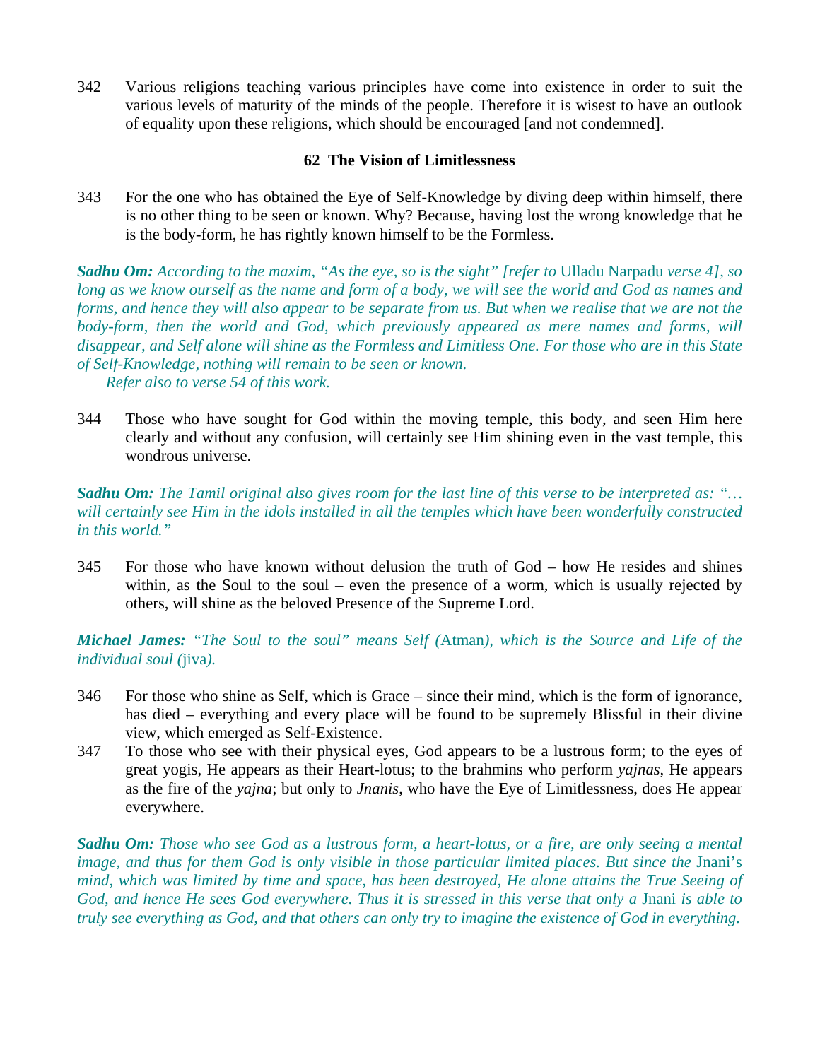342 Various religions teaching various principles have come into existence in order to suit the various levels of maturity of the minds of the people. Therefore it is wisest to have an outlook of equality upon these religions, which should be encouraged [and not condemned].

## 62 The Vision of Limitlessness

343 For the one who has obtained the Eye of Self-Knowledge by diving deep within himself, there is no other thing to be seen or known. Why? Because, having lost the wrong knowledge that he is the body-form, he has rightly known himself to be the Formless.

***Sadhu Om:*** *According to the maxim, "As the eye, so is the sight" [refer to* Ulladu Narpadu *verse 4], so long as we know ourself as the name and form of a body, we will see the world and God as names and forms, and hence they will also appear to be separate from us. But when we realise that we are not the body-form, then the world and God, which previously appeared as mere names and forms, will disappear, and Self alone will shine as the Formless and Limitless One. For those who are in this State of Self-Knowledge, nothing will remain to be seen or known.*

*Refer also to verse 54 of this work.*

344 Those who have sought for God within the moving temple, this body, and seen Him here clearly and without any confusion, will certainly see Him shining even in the vast temple, this wondrous universe.

***Sadhu Om:*** *The Tamil original also gives room for the last line of this verse to be interpreted as: "… will certainly see Him in the idols installed in all the temples which have been wonderfully constructed in this world."*

345 For those who have known without delusion the truth of God – how He resides and shines within, as the Soul to the soul – even the presence of a worm, which is usually rejected by others, will shine as the beloved Presence of the Supreme Lord.

***Michael James:*** *"The Soul to the soul" means Self (*Atman*), which is the Source and Life of the individual soul (*jiva*).*

346 For those who shine as Self, which is Grace – since their mind, which is the form of ignorance, has died – everything and every place will be found to be supremely Blissful in their divine view, which emerged as Self-Existence.

347 To those who see with their physical eyes, God appears to be a lustrous form; to the eyes of great yogis, He appears as their Heart-lotus; to the brahmins who perform *yajnas*, He appears as the fire of the *yajna*; but only to *Jnanis*, who have the Eye of Limitlessness, does He appear everywhere.

***Sadhu Om:*** *Those who see God as a lustrous form, a heart-lotus, or a fire, are only seeing a mental image, and thus for them God is only visible in those particular limited places. But since the* Jnani's *mind, which was limited by time and space, has been destroyed, He alone attains the True Seeing of God, and hence He sees God everywhere. Thus it is stressed in this verse that only a* Jnani *is able to truly see everything as God, and that others can only try to imagine the existence of God in everything.*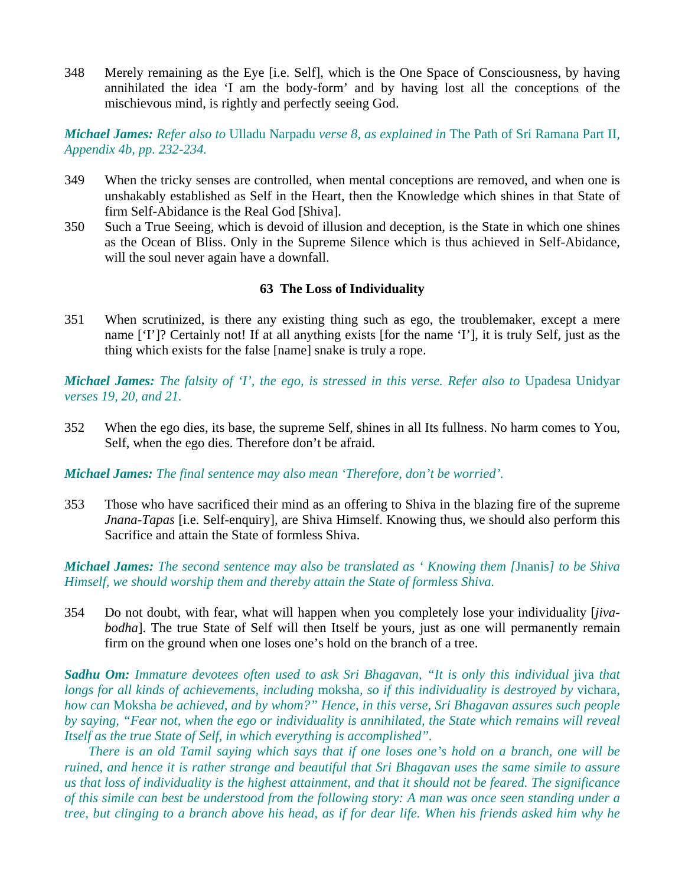348 Merely remaining as the Eye [i.e. Self], which is the One Space of Consciousness, by having annihilated the idea 'I am the body-form' and by having lost all the conceptions of the mischievous mind, is rightly and perfectly seeing God.

***Michael James:*** *Refer also to* Ulladu Narpadu *verse 8, as explained in* The Path of Sri Ramana Part II, *Appendix 4b, pp. 232-234.*

349 When the tricky senses are controlled, when mental conceptions are removed, and when one is unshakably established as Self in the Heart, then the Knowledge which shines in that State of firm Self-Abidance is the Real God [Shiva].

350 Such a True Seeing, which is devoid of illusion and deception, is the State in which one shines as the Ocean of Bliss. Only in the Supreme Silence which is thus achieved in Self-Abidance, will the soul never again have a downfall.

### 63 The Loss of Individuality

351 When scrutinized, is there any existing thing such as ego, the troublemaker, except a mere name ['I']? Certainly not! If at all anything exists [for the name 'I'], it is truly Self, just as the thing which exists for the false [name] snake is truly a rope.

***Michael James:*** *The falsity of 'I', the ego, is stressed in this verse. Refer also to* Upadesa Unidyar *verses 19, 20, and 21.*

352 When the ego dies, its base, the supreme Self, shines in all Its fullness. No harm comes to You, Self, when the ego dies. Therefore don't be afraid.

***Michael James:*** *The final sentence may also mean 'Therefore, don't be worried'.*

353 Those who have sacrificed their mind as an offering to Shiva in the blazing fire of the supreme *Jnana-Tapas* [i.e. Self-enquiry], are Shiva Himself. Knowing thus, we should also perform this Sacrifice and attain the State of formless Shiva.

***Michael James:*** *The second sentence may also be translated as ' Knowing them [*Jnanis*] to be Shiva Himself, we should worship them and thereby attain the State of formless Shiva.*

354 Do not doubt, with fear, what will happen when you completely lose your individuality [*jiva-bodha*]. The true State of Self will then Itself be yours, just as one will permanently remain firm on the ground when one loses one's hold on the branch of a tree.

***Sadhu Om:*** *Immature devotees often used to ask Sri Bhagavan, "It is only this individual* jiva *that longs for all kinds of achievements, including* moksha*, so if this individuality is destroyed by* vichara*, how can* Moksha *be achieved, and by whom?" Hence, in this verse, Sri Bhagavan assures such people by saying, "Fear not, when the ego or individuality is annihilated, the State which remains will reveal Itself as the true State of Self, in which everything is accomplished".*

*There is an old Tamil saying which says that if one loses one's hold on a branch, one will be ruined, and hence it is rather strange and beautiful that Sri Bhagavan uses the same simile to assure us that loss of individuality is the highest attainment, and that it should not be feared. The significance of this simile can best be understood from the following story: A man was once seen standing under a tree, but clinging to a branch above his head, as if for dear life. When his friends asked him why he*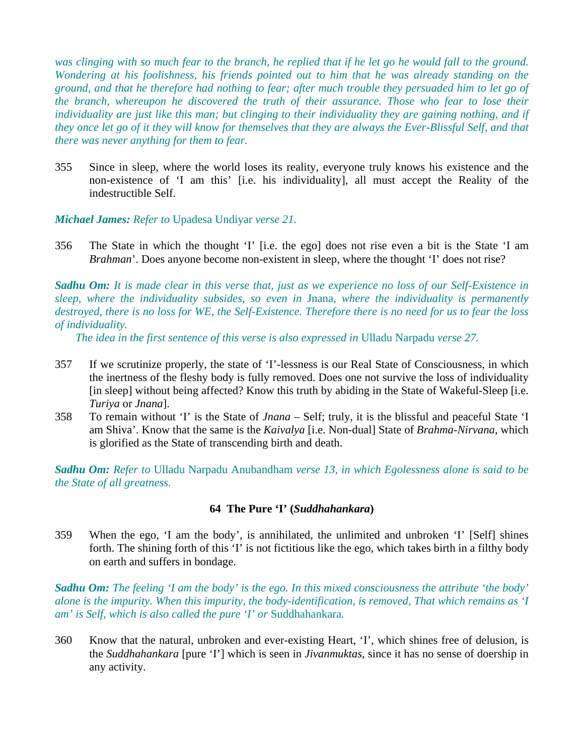*was clinging with so much fear to the branch, he replied that if he let go he would fall to the ground. Wondering at his foolishness, his friends pointed out to him that he was already standing on the ground, and that he therefore had nothing to fear; after much trouble they persuaded him to let go of the branch, whereupon he discovered the truth of their assurance. Those who fear to lose their individuality are just like this man; but clinging to their individuality they are gaining nothing, and if they once let go of it they will know for themselves that they are always the Ever-Blissful Self, and that there was never anything for them to fear.*

355 Since in sleep, where the world loses its reality, everyone truly knows his existence and the non-existence of 'I am this' [i.e. his individuality], all must accept the Reality of the indestructible Self.

***Michael James:*** *Refer to* Upadesa Undiyar *verse 21.*

356 The State in which the thought 'I' [i.e. the ego] does not rise even a bit is the State 'I am *Brahman*'. Does anyone become non-existent in sleep, where the thought 'I' does not rise?

***Sadhu Om:*** *It is made clear in this verse that, just as we experience no loss of our Self-Existence in sleep, where the individuality subsides, so even in* Jnana*, where the individuality is permanently destroyed, there is no loss for WE, the Self-Existence. Therefore there is no need for us to fear the loss of individuality.*

*The idea in the first sentence of this verse is also expressed in* Ulladu Narpadu *verse 27.*

357 If we scrutinize properly, the state of 'I'-lessness is our Real State of Consciousness, in which the inertness of the fleshy body is fully removed. Does one not survive the loss of individuality [in sleep] without being affected? Know this truth by abiding in the State of Wakeful-Sleep [i.e. *Turiya* or *Jnana*].

358 To remain without 'I' is the State of *Jnana* – Self; truly, it is the blissful and peaceful State 'I am Shiva'. Know that the same is the *Kaivalya* [i.e. Non-dual] State of *Brahma-Nirvana*, which is glorified as the State of transcending birth and death.

***Sadhu Om:*** *Refer to* Ulladu Narpadu Anubandham *verse 13, in which Egolessness alone is said to be the State of all greatness.*

## 64 The Pure 'I' (*Suddhahankara*)

359 When the ego, 'I am the body', is annihilated, the unlimited and unbroken 'I' [Self] shines forth. The shining forth of this 'I' is not fictitious like the ego, which takes birth in a filthy body on earth and suffers in bondage.

***Sadhu Om:*** *The feeling 'I am the body' is the ego. In this mixed consciousness the attribute 'the body' alone is the impurity. When this impurity, the body-identification, is removed, That which remains as 'I am' is Self, which is also called the pure 'I' or* Suddhahankara*.*

360 Know that the natural, unbroken and ever-existing Heart, 'I', which shines free of delusion, is the *Suddhahankara* [pure 'I'] which is seen in *Jivanmuktas*, since it has no sense of doership in any activity.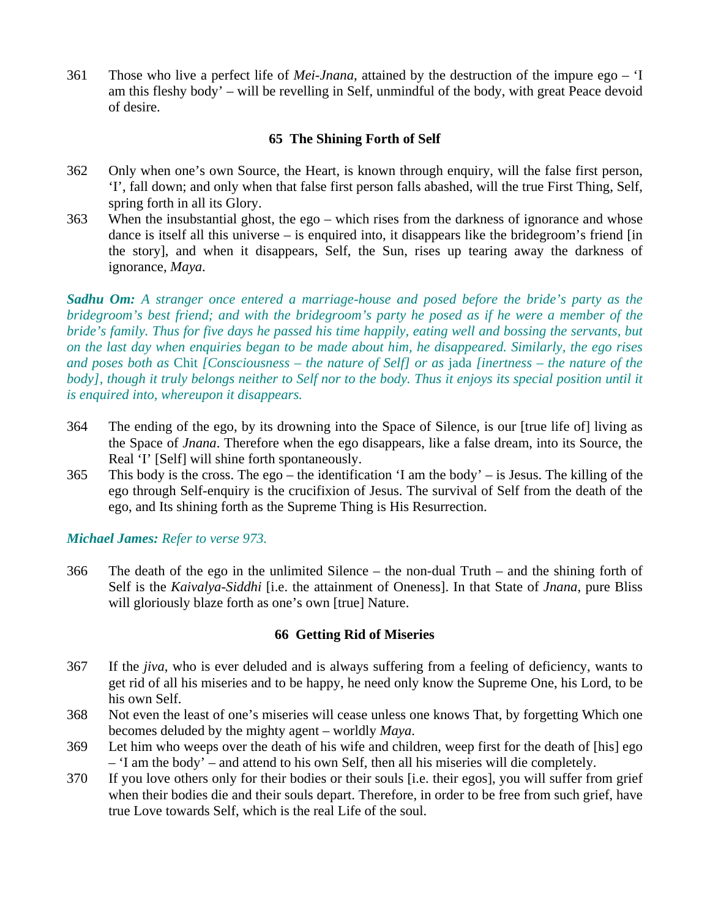361 Those who live a perfect life of *Mei-Jnana*, attained by the destruction of the impure ego – 'I am this fleshy body' – will be revelling in Self, unmindful of the body, with great Peace devoid of desire.

### 65 The Shining Forth of Self

362 Only when one's own Source, the Heart, is known through enquiry, will the false first person, 'I', fall down; and only when that false first person falls abashed, will the true First Thing, Self, spring forth in all its Glory.

363 When the insubstantial ghost, the ego – which rises from the darkness of ignorance and whose dance is itself all this universe – is enquired into, it disappears like the bridegroom's friend [in the story], and when it disappears, Self, the Sun, rises up tearing away the darkness of ignorance, *Maya*.

***Sadhu Om:*** *A stranger once entered a marriage-house and posed before the bride's party as the bridegroom's best friend; and with the bridegroom's party he posed as if he were a member of the bride's family. Thus for five days he passed his time happily, eating well and bossing the servants, but on the last day when enquiries began to be made about him, he disappeared. Similarly, the ego rises and poses both as* Chit *[Consciousness – the nature of Self] or as* jada *[inertness – the nature of the body], though it truly belongs neither to Self nor to the body. Thus it enjoys its special position until it is enquired into, whereupon it disappears.*

364 The ending of the ego, by its drowning into the Space of Silence, is our [true life of] living as the Space of *Jnana*. Therefore when the ego disappears, like a false dream, into its Source, the Real 'I' [Self] will shine forth spontaneously.

365 This body is the cross. The ego – the identification 'I am the body' – is Jesus. The killing of the ego through Self-enquiry is the crucifixion of Jesus. The survival of Self from the death of the ego, and Its shining forth as the Supreme Thing is His Resurrection.

***Michael James:*** *Refer to verse 973.*

366 The death of the ego in the unlimited Silence – the non-dual Truth – and the shining forth of Self is the *Kaivalya-Siddhi* [i.e. the attainment of Oneness]. In that State of *Jnana*, pure Bliss will gloriously blaze forth as one's own [true] Nature.

### 66 Getting Rid of Miseries

367 If the *jiva*, who is ever deluded and is always suffering from a feeling of deficiency, wants to get rid of all his miseries and to be happy, he need only know the Supreme One, his Lord, to be his own Self.

368 Not even the least of one's miseries will cease unless one knows That, by forgetting Which one becomes deluded by the mighty agent – worldly *Maya*.

369 Let him who weeps over the death of his wife and children, weep first for the death of [his] ego – 'I am the body' – and attend to his own Self, then all his miseries will die completely.

370 If you love others only for their bodies or their souls [i.e. their egos], you will suffer from grief when their bodies die and their souls depart. Therefore, in order to be free from such grief, have true Love towards Self, which is the real Life of the soul.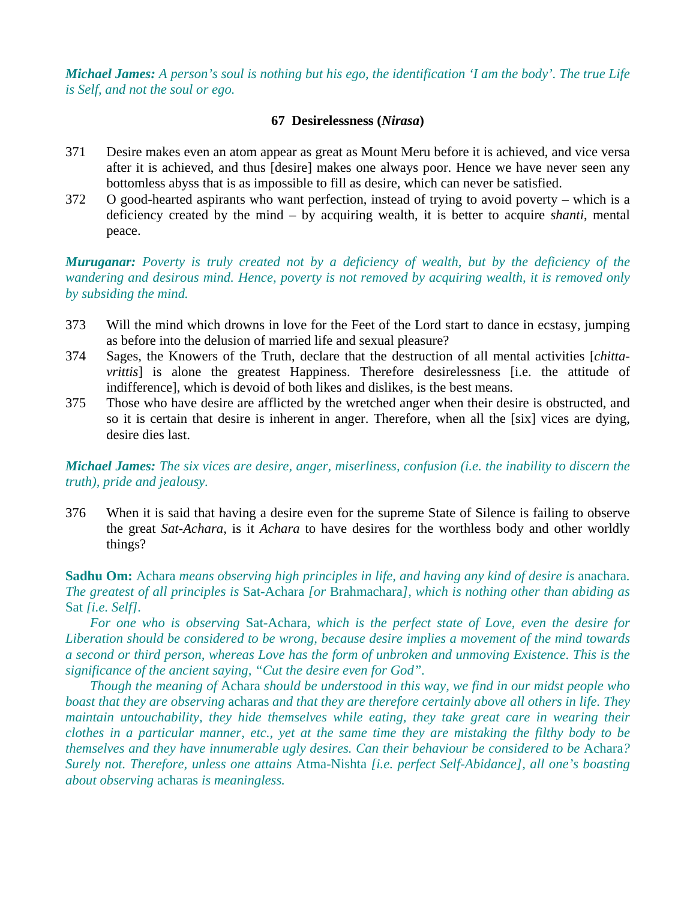***Michael James:*** *A person's soul is nothing but his ego, the identification 'I am the body'. The true Life is Self, and not the soul or ego.*

### 67 Desirelessness (*Nirasa*)

371 Desire makes even an atom appear as great as Mount Meru before it is achieved, and vice versa after it is achieved, and thus [desire] makes one always poor. Hence we have never seen any bottomless abyss that is as impossible to fill as desire, which can never be satisfied.

372 O good-hearted aspirants who want perfection, instead of trying to avoid poverty – which is a deficiency created by the mind – by acquiring wealth, it is better to acquire *shanti*, mental peace.

***Muruganar:*** *Poverty is truly created not by a deficiency of wealth, but by the deficiency of the wandering and desirous mind. Hence, poverty is not removed by acquiring wealth, it is removed only by subsiding the mind.*

373 Will the mind which drowns in love for the Feet of the Lord start to dance in ecstasy, jumping as before into the delusion of married life and sexual pleasure?

374 Sages, the Knowers of the Truth, declare that the destruction of all mental activities [*chitta-vrittis*] is alone the greatest Happiness. Therefore desirelessness [i.e. the attitude of indifference], which is devoid of both likes and dislikes, is the best means.

375 Those who have desire are afflicted by the wretched anger when their desire is obstructed, and so it is certain that desire is inherent in anger. Therefore, when all the [six] vices are dying, desire dies last.

***Michael James:*** *The six vices are desire, anger, miserliness, confusion (i.e. the inability to discern the truth), pride and jealousy.*

376 When it is said that having a desire even for the supreme State of Silence is failing to observe the great *Sat-Achara*, is it *Achara* to have desires for the worthless body and other worldly things?

**Sadhu Om:** Achara *means observing high principles in life, and having any kind of desire is* anachara*. The greatest of all principles is* Sat-Achara *[or* Brahmachara*], which is nothing other than abiding as* Sat *[i.e. Self].*

*For one who is observing* Sat-Achara*, which is the perfect state of Love, even the desire for Liberation should be considered to be wrong, because desire implies a movement of the mind towards a second or third person, whereas Love has the form of unbroken and unmoving Existence. This is the significance of the ancient saying, "Cut the desire even for God".*

*Though the meaning of* Achara *should be understood in this way, we find in our midst people who boast that they are observing* acharas *and that they are therefore certainly above all others in life. They maintain untouchability, they hide themselves while eating, they take great care in wearing their clothes in a particular manner, etc., yet at the same time they are mistaking the filthy body to be themselves and they have innumerable ugly desires. Can their behaviour be considered to be* Achara*? Surely not. Therefore, unless one attains* Atma-Nishta *[i.e. perfect Self-Abidance], all one's boasting about observing* acharas *is meaningless.*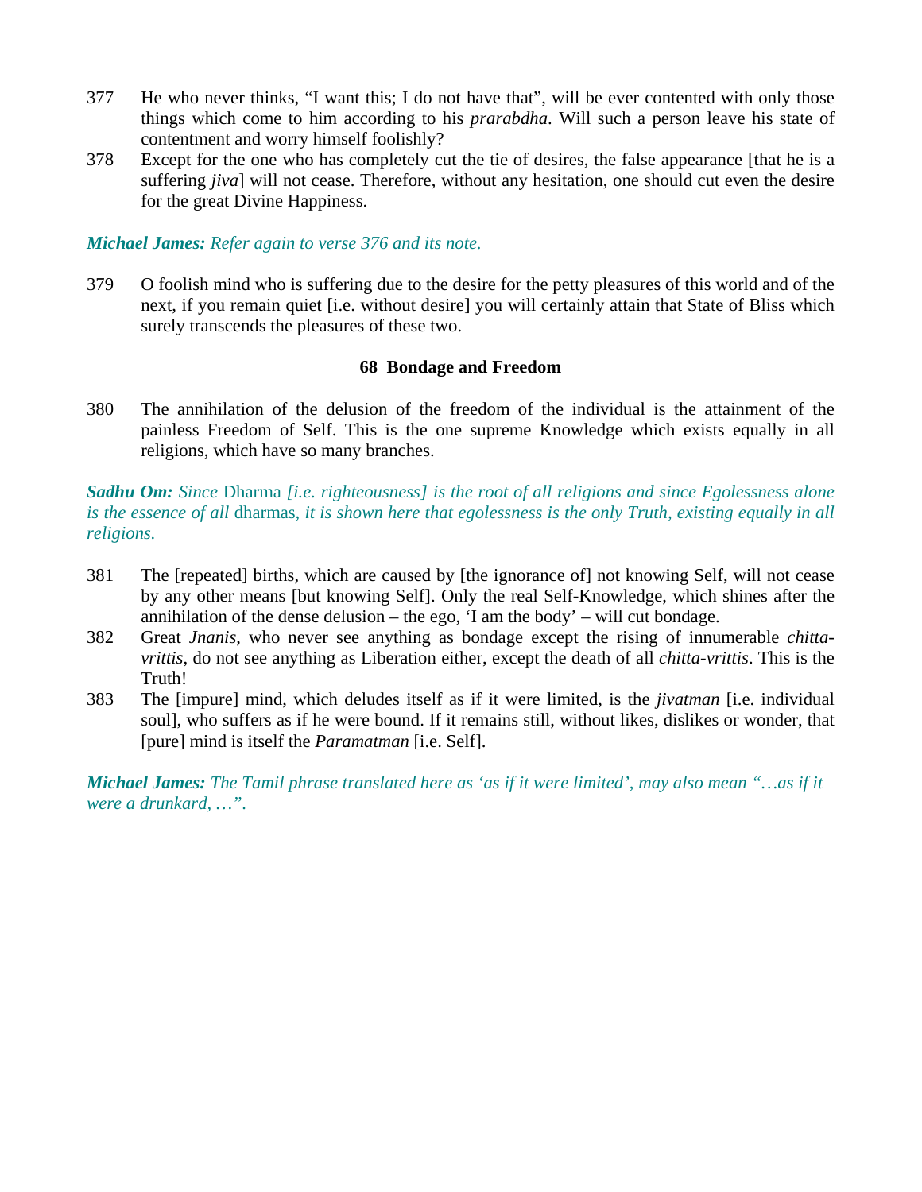377 He who never thinks, "I want this; I do not have that", will be ever contented with only those things which come to him according to his *prarabdha*. Will such a person leave his state of contentment and worry himself foolishly?

378 Except for the one who has completely cut the tie of desires, the false appearance [that he is a suffering *jiva*] will not cease. Therefore, without any hesitation, one should cut even the desire for the great Divine Happiness.

***Michael James:*** *Refer again to verse 376 and its note.*

379 O foolish mind who is suffering due to the desire for the petty pleasures of this world and of the next, if you remain quiet [i.e. without desire] you will certainly attain that State of Bliss which surely transcends the pleasures of these two.

### 68 Bondage and Freedom

380 The annihilation of the delusion of the freedom of the individual is the attainment of the painless Freedom of Self. This is the one supreme Knowledge which exists equally in all religions, which have so many branches.

***Sadhu Om:*** *Since* Dharma *[i.e. righteousness] is the root of all religions and since Egolessness alone is the essence of all* dharmas*, it is shown here that egolessness is the only Truth, existing equally in all religions.*

381 The [repeated] births, which are caused by [the ignorance of] not knowing Self, will not cease by any other means [but knowing Self]. Only the real Self-Knowledge, which shines after the annihilation of the dense delusion – the ego, 'I am the body' – will cut bondage.

382 Great *Jnanis*, who never see anything as bondage except the rising of innumerable *chitta-vrittis*, do not see anything as Liberation either, except the death of all *chitta-vrittis*. This is the Truth!

383 The [impure] mind, which deludes itself as if it were limited, is the *jivatman* [i.e. individual soul], who suffers as if he were bound. If it remains still, without likes, dislikes or wonder, that [pure] mind is itself the *Paramatman* [i.e. Self].

***Michael James:*** *The Tamil phrase translated here as 'as if it were limited', may also mean "…as if it were a drunkard, …".*